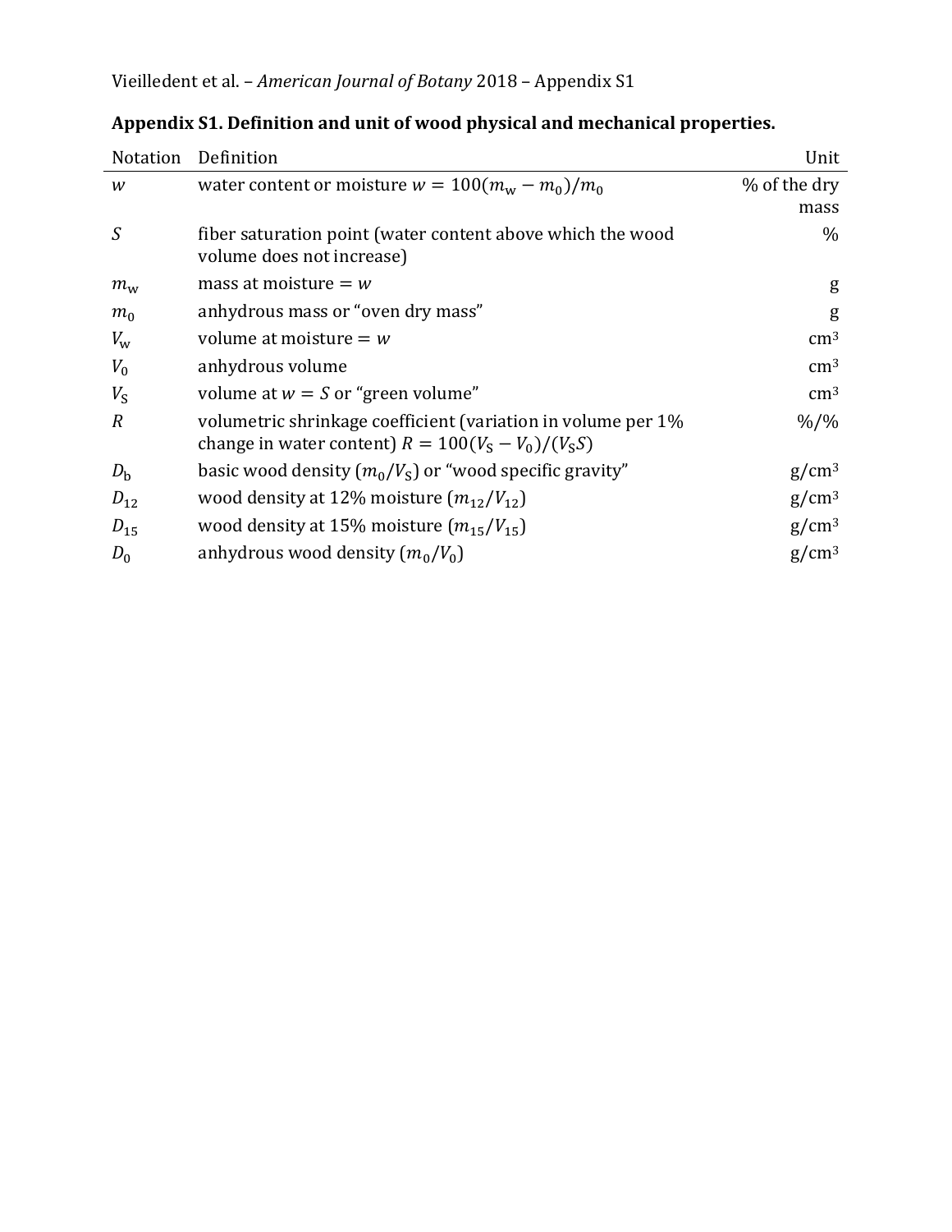**Appendix S1. Definition and unit of wood physical and mechanical properties.**

| Notation | Definition | Unit |
|---|---|---|
| $w$ | water content or moisture $w = 100(m_\mathrm{w} - m_0)/m_0$ | % of the dry mass |
| $S$ | fiber saturation point (water content above which the wood volume does not increase) | % |
| $m_\mathrm{w}$ | mass at moisture $= w$ | g |
| $m_0$ | anhydrous mass or "oven dry mass" | g |
| $V_\mathrm{w}$ | volume at moisture $= w$ | cm³ |
| $V_0$ | anhydrous volume | cm³ |
| $V_\mathrm{S}$ | volume at $w = S$ or "green volume" | cm³ |
| $R$ | volumetric shrinkage coefficient (variation in volume per 1% change in water content) $R = 100(V_\mathrm{S} - V_0)/(V_\mathrm{S}S)$ | %/% |
| $D_\mathrm{b}$ | basic wood density ($m_0/V_\mathrm{S}$) or "wood specific gravity" | g/cm³ |
| $D_{12}$ | wood density at 12% moisture ($m_{12}/V_{12}$) | g/cm³ |
| $D_{15}$ | wood density at 15% moisture ($m_{15}/V_{15}$) | g/cm³ |
| $D_0$ | anhydrous wood density ($m_0/V_0$) | g/cm³ |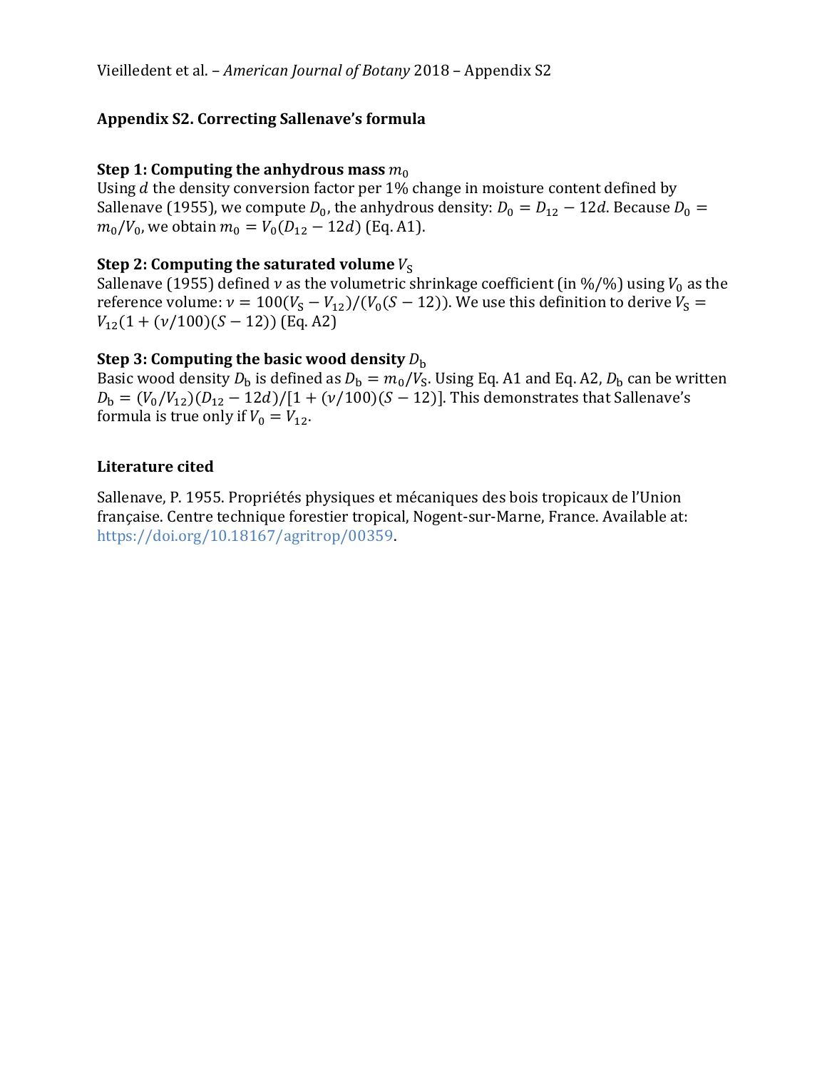## Appendix S2. Correcting Sallenave's formula

**Step 1: Computing the anhydrous mass $m_0$**

Using $d$ the density conversion factor per 1% change in moisture content defined by Sallenave (1955), we compute $D_0$, the anhydrous density: $D_0 = D_{12} - 12d$. Because $D_0 = m_0/V_0$, we obtain $m_0 = V_0(D_{12} - 12d)$ (Eq. A1).

**Step 2: Computing the saturated volume $V_\mathrm{S}$**

Sallenave (1955) defined $v$ as the volumetric shrinkage coefficient (in %/%) using $V_0$ as the reference volume: $v = 100(V_\mathrm{S} - V_{12})/(V_0(S - 12))$. We use this definition to derive $V_\mathrm{S} = V_{12}(1 + (v/100)(S - 12))$ (Eq. A2)

**Step 3: Computing the basic wood density $D_\mathrm{b}$**

Basic wood density $D_\mathrm{b}$ is defined as $D_\mathrm{b} = m_0/V_\mathrm{S}$. Using Eq. A1 and Eq. A2, $D_\mathrm{b}$ can be written $D_\mathrm{b} = (V_0/V_{12})(D_{12} - 12d)/[1 + (v/100)(S - 12)]$. This demonstrates that Sallenave's formula is true only if $V_0 = V_{12}$.

## Literature cited

Sallenave, P. 1955. Propriétés physiques et mécaniques des bois tropicaux de l'Union française. Centre technique forestier tropical, Nogent-sur-Marne, France. Available at: https://doi.org/10.18167/agritrop/00359.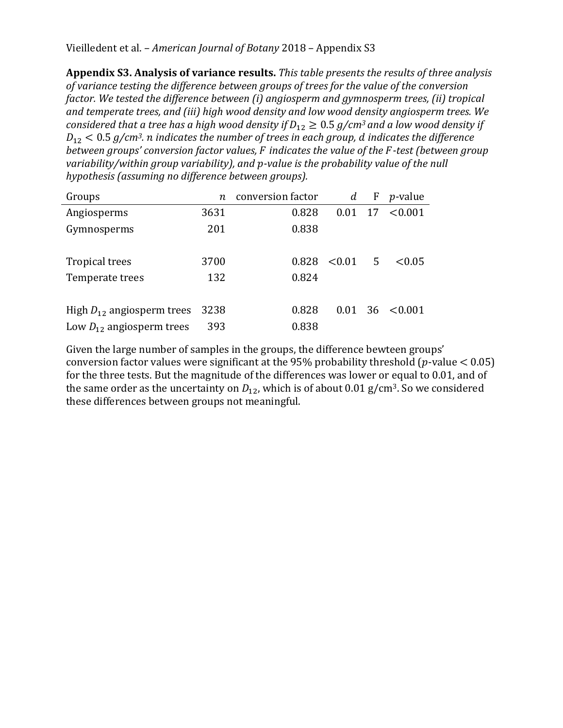**Appendix S3. Analysis of variance results.** *This table presents the results of three analysis of variance testing the difference between groups of trees for the value of the conversion factor. We tested the difference between (i) angiosperm and gymnosperm trees, (ii) tropical and temperate trees, and (iii) high wood density and low wood density angiosperm trees. We considered that a tree has a high wood density if $D_{12} \geq 0.5$ g/cm³ and a low wood density if $D_{12} < 0.5$ g/cm³. n indicates the number of trees in each group, d indicates the difference between groups' conversion factor values, F indicates the value of the F-test (between group variability/within group variability), and p-value is the probability value of the null hypothesis (assuming no difference between groups).*

| Groups | $n$ | conversion factor | $d$ | F | $p$-value |
|---|---|---|---|---|---|
| Angiosperms | 3631 | 0.828 | 0.01 | 17 | $<0.001$ |
| Gymnosperms | 201 | 0.838 | | | |
| | | | | | |
| Tropical trees | 3700 | 0.828 | $<0.01$ | 5 | $<0.05$ |
| Temperate trees | 132 | 0.824 | | | |
| | | | | | |
| High $D_{12}$ angiosperm trees | 3238 | 0.828 | 0.01 | 36 | $<0.001$ |
| Low $D_{12}$ angiosperm trees | 393 | 0.838 | | | |

Given the large number of samples in the groups, the difference bewteen groups' conversion factor values were significant at the 95% probability threshold ($p$-value $< 0.05$) for the three tests. But the magnitude of the differences was lower or equal to 0.01, and of the same order as the uncertainty on $D_{12}$, which is of about 0.01 g/cm³. So we considered these differences between groups not meaningful.